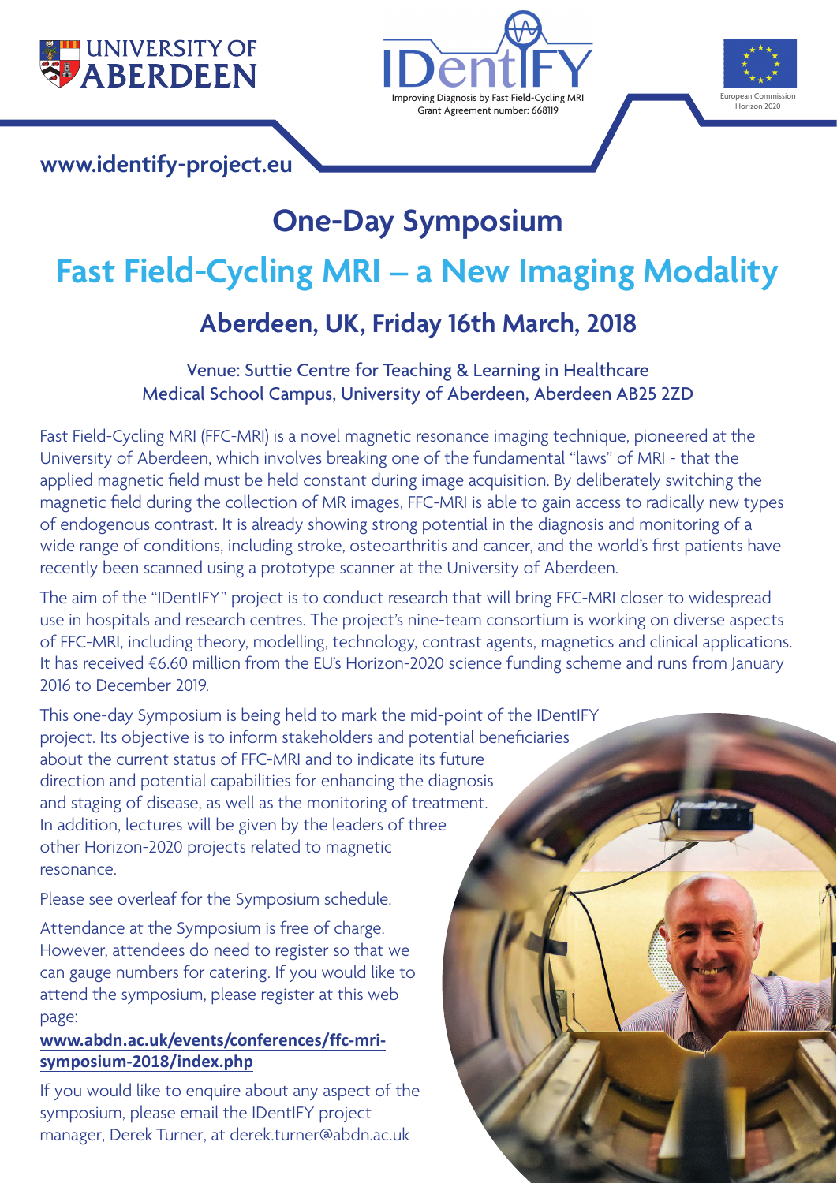UNIVERSITY OF ABERDEEN

IDentIFY

Improving Diagnosis by Fast Field-Cycling MRI
Grant Agreement number: 668119

European Commission
Horizon 2020

**www.identify-project.eu**

# One-Day Symposium

# Fast Field-Cycling MRI – a New Imaging Modality

## Aberdeen, UK, Friday 16th March, 2018

Venue: Suttie Centre for Teaching & Learning in Healthcare
Medical School Campus, University of Aberdeen, Aberdeen AB25 2ZD

Fast Field-Cycling MRI (FFC-MRI) is a novel magnetic resonance imaging technique, pioneered at the University of Aberdeen, which involves breaking one of the fundamental "laws" of MRI - that the applied magnetic field must be held constant during image acquisition. By deliberately switching the magnetic field during the collection of MR images, FFC-MRI is able to gain access to radically new types of endogenous contrast. It is already showing strong potential in the diagnosis and monitoring of a wide range of conditions, including stroke, osteoarthritis and cancer, and the world's first patients have recently been scanned using a prototype scanner at the University of Aberdeen.

The aim of the "IDentIFY" project is to conduct research that will bring FFC-MRI closer to widespread use in hospitals and research centres. The project's nine-team consortium is working on diverse aspects of FFC-MRI, including theory, modelling, technology, contrast agents, magnetics and clinical applications. It has received €6.60 million from the EU's Horizon-2020 science funding scheme and runs from January 2016 to December 2019.

This one-day Symposium is being held to mark the mid-point of the IDentIFY project. Its objective is to inform stakeholders and potential beneficiaries about the current status of FFC-MRI and to indicate its future direction and potential capabilities for enhancing the diagnosis and staging of disease, as well as the monitoring of treatment. In addition, lectures will be given by the leaders of three other Horizon-2020 projects related to magnetic resonance.

Please see overleaf for the Symposium schedule.

Attendance at the Symposium is free of charge. However, attendees do need to register so that we can gauge numbers for catering. If you would like to attend the symposium, please register at this web page:
**www.abdn.ac.uk/events/conferences/ffc-mri-symposium-2018/index.php**

If you would like to enquire about any aspect of the symposium, please email the IDentIFY project manager, Derek Turner, at derek.turner@abdn.ac.uk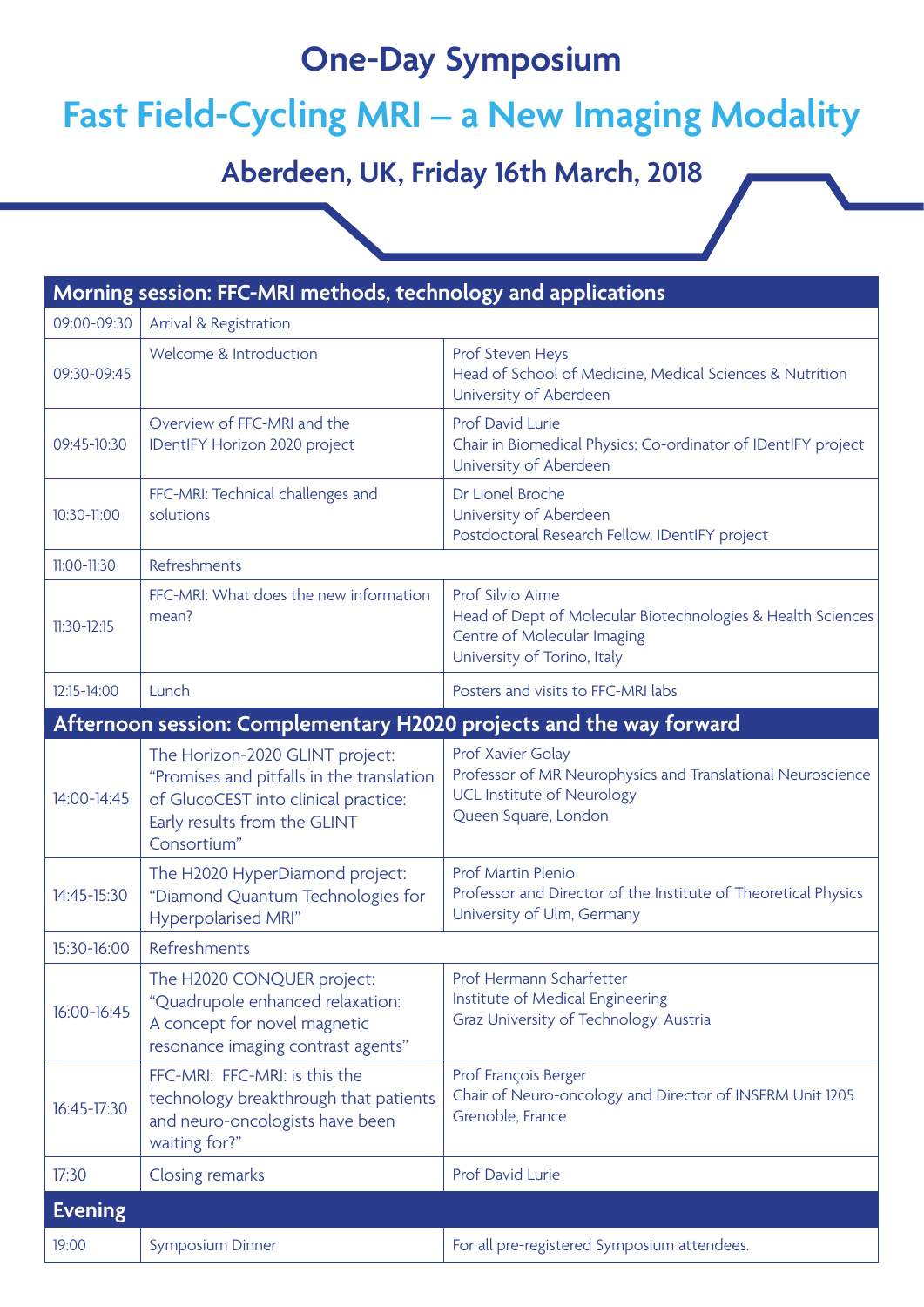# One-Day Symposium

## Fast Field-Cycling MRI – a New Imaging Modality

### Aberdeen, UK, Friday 16th March, 2018

| | | |
|---|---|---|
| **Morning session: FFC-MRI methods, technology and applications** | | |
| 09:00-09:30 | Arrival & Registration | |
| 09:30-09:45 | Welcome & Introduction | Prof Steven Heys<br>Head of School of Medicine, Medical Sciences & Nutrition<br>University of Aberdeen |
| 09:45-10:30 | Overview of FFC-MRI and the IDentIFY Horizon 2020 project | Prof David Lurie<br>Chair in Biomedical Physics; Co-ordinator of IDentIFY project<br>University of Aberdeen |
| 10:30-11:00 | FFC-MRI: Technical challenges and solutions | Dr Lionel Broche<br>University of Aberdeen<br>Postdoctoral Research Fellow, IDentIFY project |
| 11:00-11:30 | Refreshments | |
| 11:30-12:15 | FFC-MRI: What does the new information mean? | Prof Silvio Aime<br>Head of Dept of Molecular Biotechnologies & Health Sciences<br>Centre of Molecular Imaging<br>University of Torino, Italy |
| 12:15-14:00 | Lunch | Posters and visits to FFC-MRI labs |
| **Afternoon session: Complementary H2020 projects and the way forward** | | |
| 14:00-14:45 | The Horizon-2020 GLINT project: "Promises and pitfalls in the translation of GlucoCEST into clinical practice: Early results from the GLINT Consortium" | Prof Xavier Golay<br>Professor of MR Neurophysics and Translational Neuroscience<br>UCL Institute of Neurology<br>Queen Square, London |
| 14:45-15:30 | The H2020 HyperDiamond project: "Diamond Quantum Technologies for Hyperpolarised MRI" | Prof Martin Plenio<br>Professor and Director of the Institute of Theoretical Physics<br>University of Ulm, Germany |
| 15:30-16:00 | Refreshments | |
| 16:00-16:45 | The H2020 CONQUER project: "Quadrupole enhanced relaxation: A concept for novel magnetic resonance imaging contrast agents" | Prof Hermann Scharfetter<br>Institute of Medical Engineering<br>Graz University of Technology, Austria |
| 16:45-17:30 | FFC-MRI: FFC-MRI: is this the technology breakthrough that patients and neuro-oncologists have been waiting for?" | Prof François Berger<br>Chair of Neuro-oncology and Director of INSERM Unit 1205<br>Grenoble, France |
| 17:30 | Closing remarks | Prof David Lurie |
| **Evening** | | |
| 19:00 | Symposium Dinner | For all pre-registered Symposium attendees. |